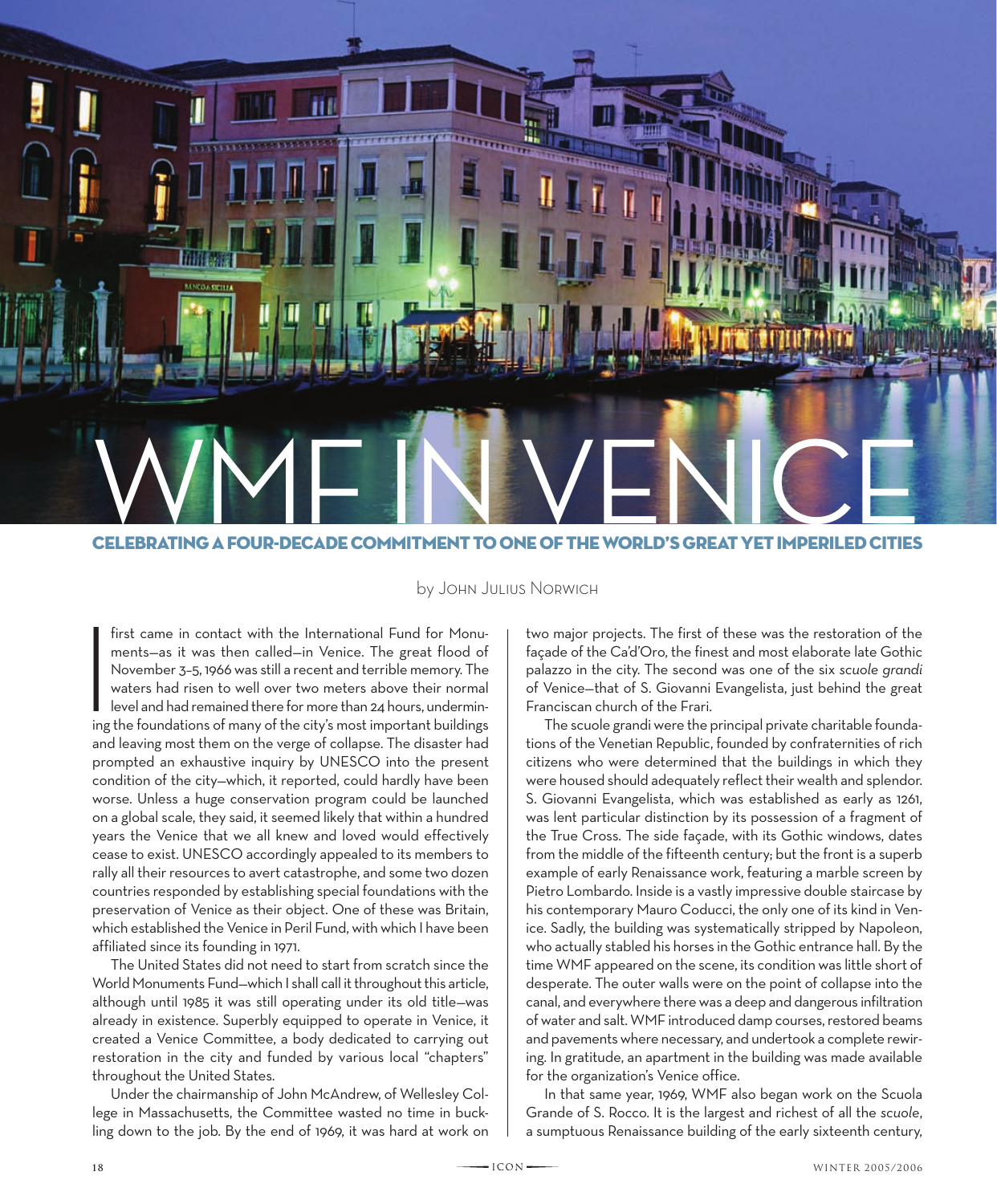# WMF IN VENICE

## CELEBRATING A FOUR-DECADE COMMITMENT TO ONE OF THE WORLD'S GREAT YET IMPERILED CITIES

by JOHN JULIUS NORWICH

I first came in contact with the International Fund for Monuments—as it was then called—in Venice. The great flood of November 3–5, 1966 was still a recent and terrible memory. The waters had risen to well over two meters above their normal level and had remained there for more than 24 hours, undermining the foundations of many of the city's most important buildings and leaving most them on the verge of collapse. The disaster had prompted an exhaustive inquiry by UNESCO into the present condition of the city—which, it reported, could hardly have been worse. Unless a huge conservation program could be launched on a global scale, they said, it seemed likely that within a hundred years the Venice that we all knew and loved would effectively cease to exist. UNESCO accordingly appealed to its members to rally all their resources to avert catastrophe, and some two dozen countries responded by establishing special foundations with the preservation of Venice as their object. One of these was Britain, which established the Venice in Peril Fund, with which I have been affiliated since its founding in 1971.

The United States did not need to start from scratch since the World Monuments Fund—which I shall call it throughout this article, although until 1985 it was still operating under its old title—was already in existence. Superbly equipped to operate in Venice, it created a Venice Committee, a body dedicated to carrying out restoration in the city and funded by various local "chapters" throughout the United States.

Under the chairmanship of John McAndrew, of Wellesley College in Massachusetts, the Committee wasted no time in buckling down to the job. By the end of 1969, it was hard at work on two major projects. The first of these was the restoration of the façade of the Ca'd'Oro, the finest and most elaborate late Gothic palazzo in the city. The second was one of the six *scuole grandi* of Venice—that of S. Giovanni Evangelista, just behind the great Franciscan church of the Frari.

The scuole grandi were the principal private charitable foundations of the Venetian Republic, founded by confraternities of rich citizens who were determined that the buildings in which they were housed should adequately reflect their wealth and splendor. S. Giovanni Evangelista, which was established as early as 1261, was lent particular distinction by its possession of a fragment of the True Cross. The side façade, with its Gothic windows, dates from the middle of the fifteenth century; but the front is a superb example of early Renaissance work, featuring a marble screen by Pietro Lombardo. Inside is a vastly impressive double staircase by his contemporary Mauro Coducci, the only one of its kind in Venice. Sadly, the building was systematically stripped by Napoleon, who actually stabled his horses in the Gothic entrance hall. By the time WMF appeared on the scene, its condition was little short of desperate. The outer walls were on the point of collapse into the canal, and everywhere there was a deep and dangerous infiltration of water and salt. WMF introduced damp courses, restored beams and pavements where necessary, and undertook a complete rewiring. In gratitude, an apartment in the building was made available for the organization's Venice office.

In that same year, 1969, WMF also began work on the Scuola Grande of S. Rocco. It is the largest and richest of all the *scuole*, a sumptuous Renaissance building of the early sixteenth century,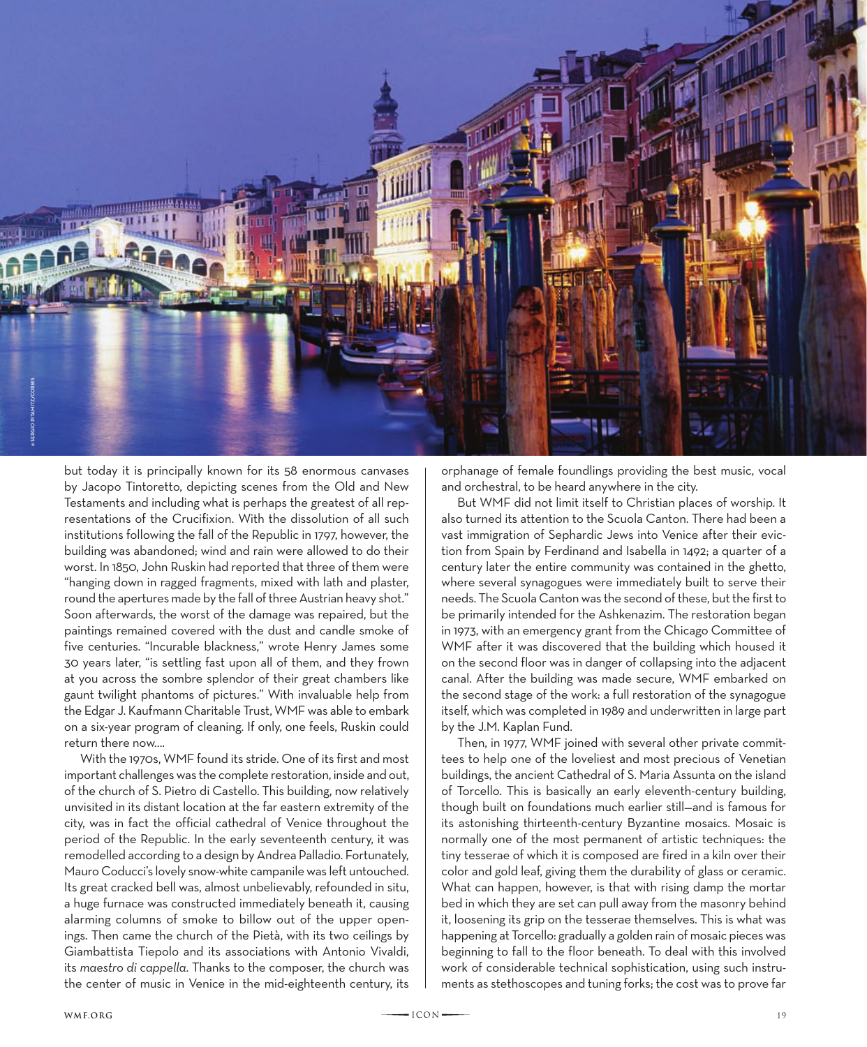but today it is principally known for its 58 enormous canvases by Jacopo Tintoretto, depicting scenes from the Old and New Testaments and including what is perhaps the greatest of all representations of the Crucifixion. With the dissolution of all such institutions following the fall of the Republic in 1797, however, the building was abandoned; wind and rain were allowed to do their worst. In 1850, John Ruskin had reported that three of them were "hanging down in ragged fragments, mixed with lath and plaster, round the apertures made by the fall of three Austrian heavy shot." Soon afterwards, the worst of the damage was repaired, but the paintings remained covered with the dust and candle smoke of five centuries. "Incurable blackness," wrote Henry James some 30 years later, "is settling fast upon all of them, and they frown at you across the sombre splendor of their great chambers like gaunt twilight phantoms of pictures." With invaluable help from the Edgar J. Kaufmann Charitable Trust, WMF was able to embark on a six-year program of cleaning. If only, one feels, Ruskin could return there now....

With the 1970s, WMF found its stride. One of its first and most important challenges was the complete restoration, inside and out, of the church of S. Pietro di Castello. This building, now relatively unvisited in its distant location at the far eastern extremity of the city, was in fact the official cathedral of Venice throughout the period of the Republic. In the early seventeenth century, it was remodelled according to a design by Andrea Palladio. Fortunately, Mauro Coducci's lovely snow-white campanile was left untouched. Its great cracked bell was, almost unbelievably, refounded in situ, a huge furnace was constructed immediately beneath it, causing alarming columns of smoke to billow out of the upper openings. Then came the church of the Pietà, with its two ceilings by Giambattista Tiepolo and its associations with Antonio Vivaldi, its *maestro di cappella*. Thanks to the composer, the church was the center of music in Venice in the mid-eighteenth century, its orphanage of female foundlings providing the best music, vocal and orchestral, to be heard anywhere in the city.

But WMF did not limit itself to Christian places of worship. It also turned its attention to the Scuola Canton. There had been a vast immigration of Sephardic Jews into Venice after their eviction from Spain by Ferdinand and Isabella in 1492; a quarter of a century later the entire community was contained in the ghetto, where several synagogues were immediately built to serve their needs. The Scuola Canton was the second of these, but the first to be primarily intended for the Ashkenazim. The restoration began in 1973, with an emergency grant from the Chicago Committee of WMF after it was discovered that the building which housed it on the second floor was in danger of collapsing into the adjacent canal. After the building was made secure, WMF embarked on the second stage of the work: a full restoration of the synagogue itself, which was completed in 1989 and underwritten in large part by the J.M. Kaplan Fund.

Then, in 1977, WMF joined with several other private committees to help one of the loveliest and most precious of Venetian buildings, the ancient Cathedral of S. Maria Assunta on the island of Torcello. This is basically an early eleventh-century building, though built on foundations much earlier still—and is famous for its astonishing thirteenth-century Byzantine mosaics. Mosaic is normally one of the most permanent of artistic techniques: the tiny tesserae of which it is composed are fired in a kiln over their color and gold leaf, giving them the durability of glass or ceramic. What can happen, however, is that with rising damp the mortar bed in which they are set can pull away from the masonry behind it, loosening its grip on the tesserae themselves. This is what was happening at Torcello: gradually a golden rain of mosaic pieces was beginning to fall to the floor beneath. To deal with this involved work of considerable technical sophistication, using such instruments as stethoscopes and tuning forks; the cost was to prove far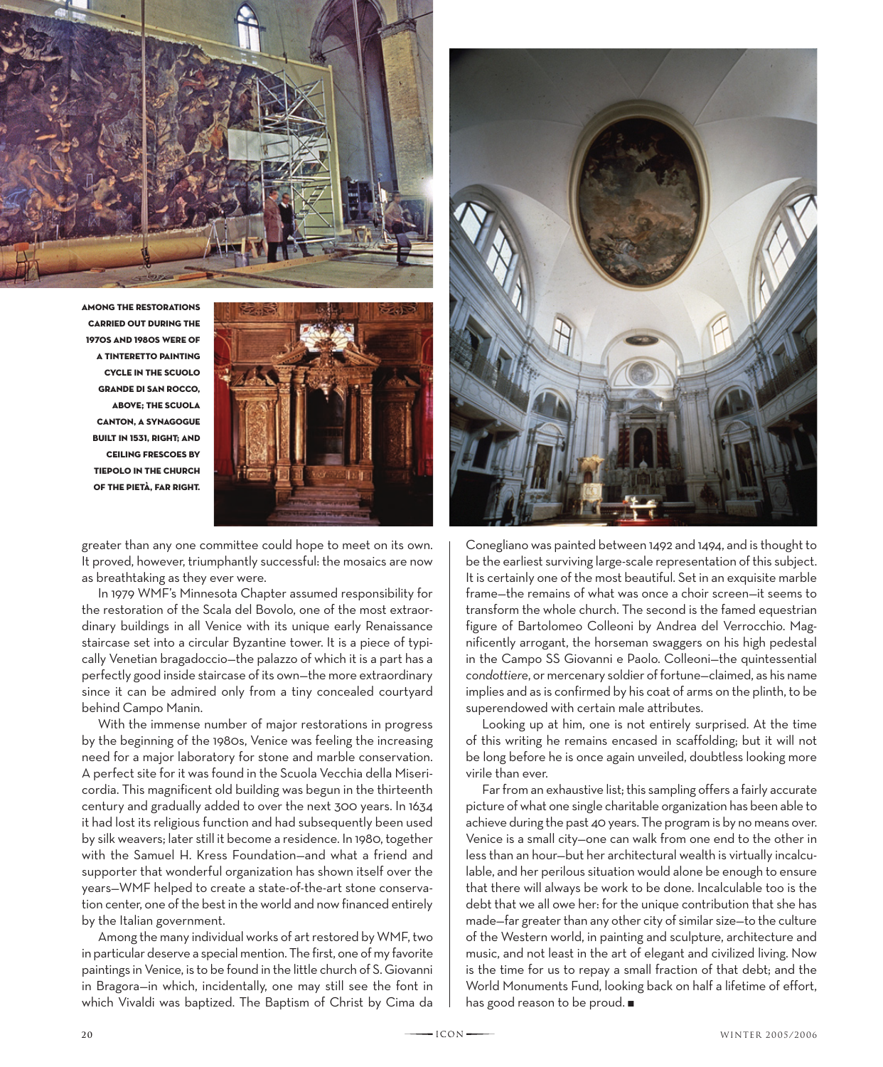AMONG THE RESTORATIONS CARRIED OUT DURING THE 1970S AND 1980S WERE OF A TINTERETTO PAINTING CYCLE IN THE SCUOLO GRANDE DI SAN ROCCO, ABOVE; THE SCUOLA CANTON, A SYNAGOGUE BUILT IN 1531, RIGHT; AND CEILING FRESCOES BY TIEPOLO IN THE CHURCH OF THE PIETÀ, FAR RIGHT.

greater than any one committee could hope to meet on its own. It proved, however, triumphantly successful: the mosaics are now as breathtaking as they ever were.

In 1979 WMF's Minnesota Chapter assumed responsibility for the restoration of the Scala del Bovolo, one of the most extraordinary buildings in all Venice with its unique early Renaissance staircase set into a circular Byzantine tower. It is a piece of typically Venetian bragadoccio—the palazzo of which it is a part has a perfectly good inside staircase of its own—the more extraordinary since it can be admired only from a tiny concealed courtyard behind Campo Manin.

With the immense number of major restorations in progress by the beginning of the 1980s, Venice was feeling the increasing need for a major laboratory for stone and marble conservation. A perfect site for it was found in the Scuola Vecchia della Misericordia. This magnificent old building was begun in the thirteenth century and gradually added to over the next 300 years. In 1634 it had lost its religious function and had subsequently been used by silk weavers; later still it become a residence. In 1980, together with the Samuel H. Kress Foundation—and what a friend and supporter that wonderful organization has shown itself over the years—WMF helped to create a state-of-the-art stone conservation center, one of the best in the world and now financed entirely by the Italian government.

Among the many individual works of art restored by WMF, two in particular deserve a special mention. The first, one of my favorite paintings in Venice, is to be found in the little church of S. Giovanni in Bragora—in which, incidentally, one may still see the font in which Vivaldi was baptized. The Baptism of Christ by Cima da Conegliano was painted between 1492 and 1494, and is thought to be the earliest surviving large-scale representation of this subject. It is certainly one of the most beautiful. Set in an exquisite marble frame—the remains of what was once a choir screen—it seems to transform the whole church. The second is the famed equestrian figure of Bartolomeo Colleoni by Andrea del Verrocchio. Magnificently arrogant, the horseman swaggers on his high pedestal in the Campo SS Giovanni e Paolo. Colleoni—the quintessential *condottiere*, or mercenary soldier of fortune—claimed, as his name implies and as is confirmed by his coat of arms on the plinth, to be superendowed with certain male attributes.

Looking up at him, one is not entirely surprised. At the time of this writing he remains encased in scaffolding; but it will not be long before he is once again unveiled, doubtless looking more virile than ever.

Far from an exhaustive list; this sampling offers a fairly accurate picture of what one single charitable organization has been able to achieve during the past 40 years. The program is by no means over. Venice is a small city—one can walk from one end to the other in less than an hour—but her architectural wealth is virtually incalculable, and her perilous situation would alone be enough to ensure that there will always be work to be done. Incalculable too is the debt that we all owe her: for the unique contribution that she has made—far greater than any other city of similar size—to the culture of the Western world, in painting and sculpture, architecture and music, and not least in the art of elegant and civilized living. Now is the time for us to repay a small fraction of that debt; and the World Monuments Fund, looking back on half a lifetime of effort, has good reason to be proud. ■